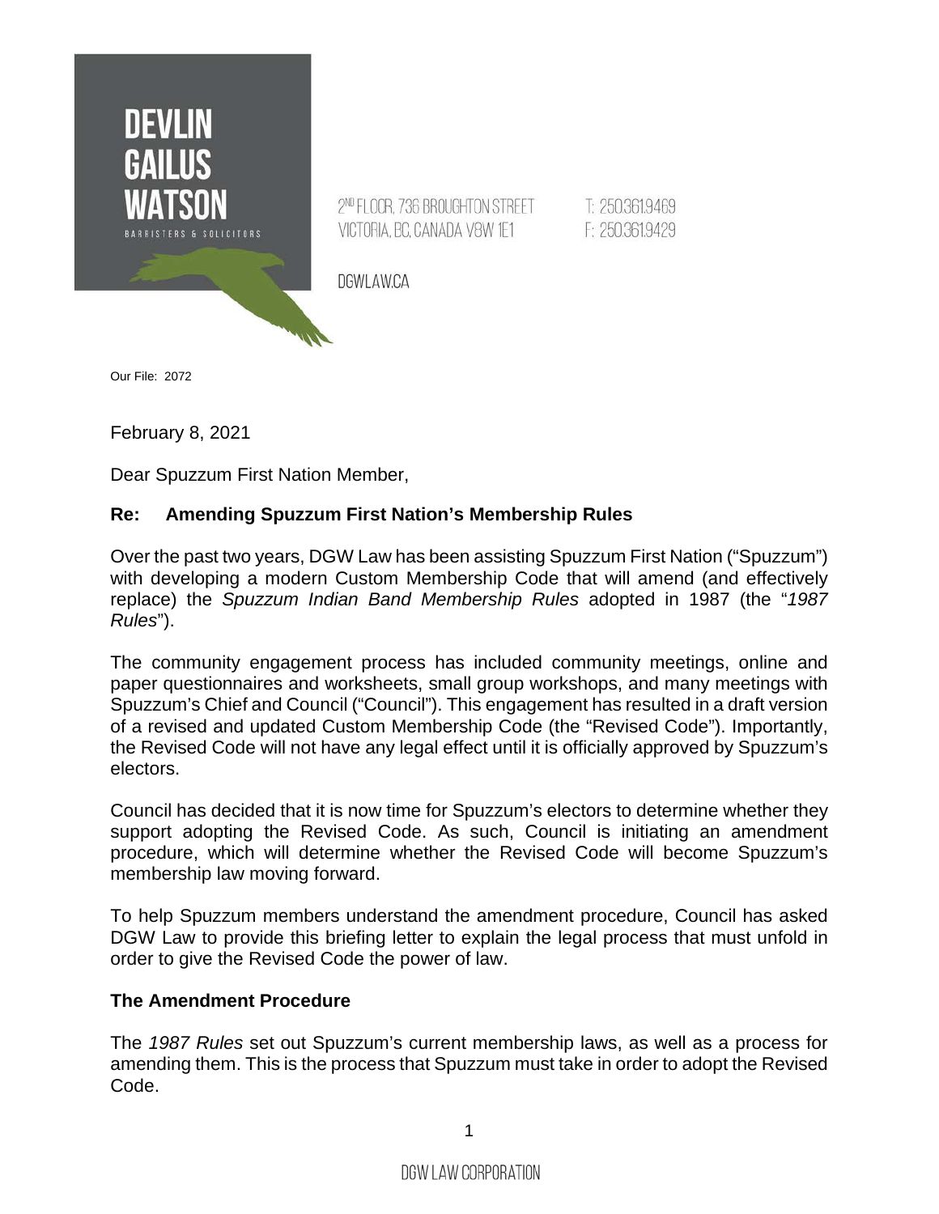DEVLIN GAILUS WATSON

BARRISTERS & SOLICITORS

2ND FLOOR, 736 BROUGHTON STREET
VICTORIA, BC, CANADA V8W 1E1

T: 250.361.9469
F: 250.361.9429

DGWLAW.CA

Our File: 2072

February 8, 2021

Dear Spuzzum First Nation Member,

**Re: Amending Spuzzum First Nation's Membership Rules**

Over the past two years, DGW Law has been assisting Spuzzum First Nation ("Spuzzum") with developing a modern Custom Membership Code that will amend (and effectively replace) the *Spuzzum Indian Band Membership Rules* adopted in 1987 (the "*1987 Rules*").

The community engagement process has included community meetings, online and paper questionnaires and worksheets, small group workshops, and many meetings with Spuzzum's Chief and Council ("Council"). This engagement has resulted in a draft version of a revised and updated Custom Membership Code (the "Revised Code"). Importantly, the Revised Code will not have any legal effect until it is officially approved by Spuzzum's electors.

Council has decided that it is now time for Spuzzum's electors to determine whether they support adopting the Revised Code. As such, Council is initiating an amendment procedure, which will determine whether the Revised Code will become Spuzzum's membership law moving forward.

To help Spuzzum members understand the amendment procedure, Council has asked DGW Law to provide this briefing letter to explain the legal process that must unfold in order to give the Revised Code the power of law.

**The Amendment Procedure**

The *1987 Rules* set out Spuzzum's current membership laws, as well as a process for amending them. This is the process that Spuzzum must take in order to adopt the Revised Code.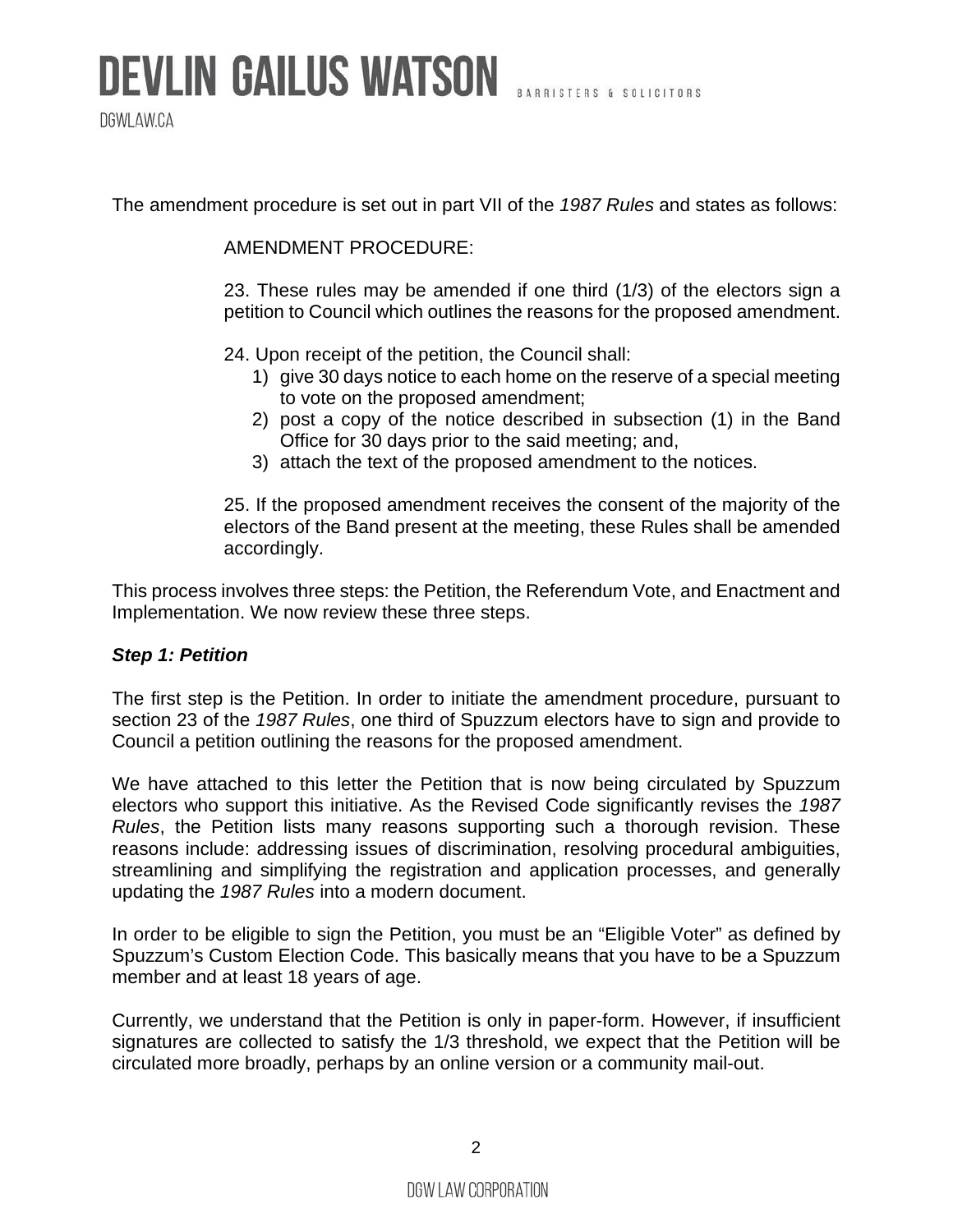The amendment procedure is set out in part VII of the *1987 Rules* and states as follows:

> AMENDMENT PROCEDURE:
>
> 23. These rules may be amended if one third (1/3) of the electors sign a petition to Council which outlines the reasons for the proposed amendment.
>
> 24. Upon receipt of the petition, the Council shall:
>
> 1) give 30 days notice to each home on the reserve of a special meeting to vote on the proposed amendment;
> 2) post a copy of the notice described in subsection (1) in the Band Office for 30 days prior to the said meeting; and,
> 3) attach the text of the proposed amendment to the notices.
>
> 25. If the proposed amendment receives the consent of the majority of the electors of the Band present at the meeting, these Rules shall be amended accordingly.

This process involves three steps: the Petition, the Referendum Vote, and Enactment and Implementation. We now review these three steps.

***Step 1: Petition***

The first step is the Petition. In order to initiate the amendment procedure, pursuant to section 23 of the *1987 Rules*, one third of Spuzzum electors have to sign and provide to Council a petition outlining the reasons for the proposed amendment.

We have attached to this letter the Petition that is now being circulated by Spuzzum electors who support this initiative. As the Revised Code significantly revises the *1987 Rules*, the Petition lists many reasons supporting such a thorough revision. These reasons include: addressing issues of discrimination, resolving procedural ambiguities, streamlining and simplifying the registration and application processes, and generally updating the *1987 Rules* into a modern document.

In order to be eligible to sign the Petition, you must be an "Eligible Voter" as defined by Spuzzum's Custom Election Code. This basically means that you have to be a Spuzzum member and at least 18 years of age.

Currently, we understand that the Petition is only in paper-form. However, if insufficient signatures are collected to satisfy the 1/3 threshold, we expect that the Petition will be circulated more broadly, perhaps by an online version or a community mail-out.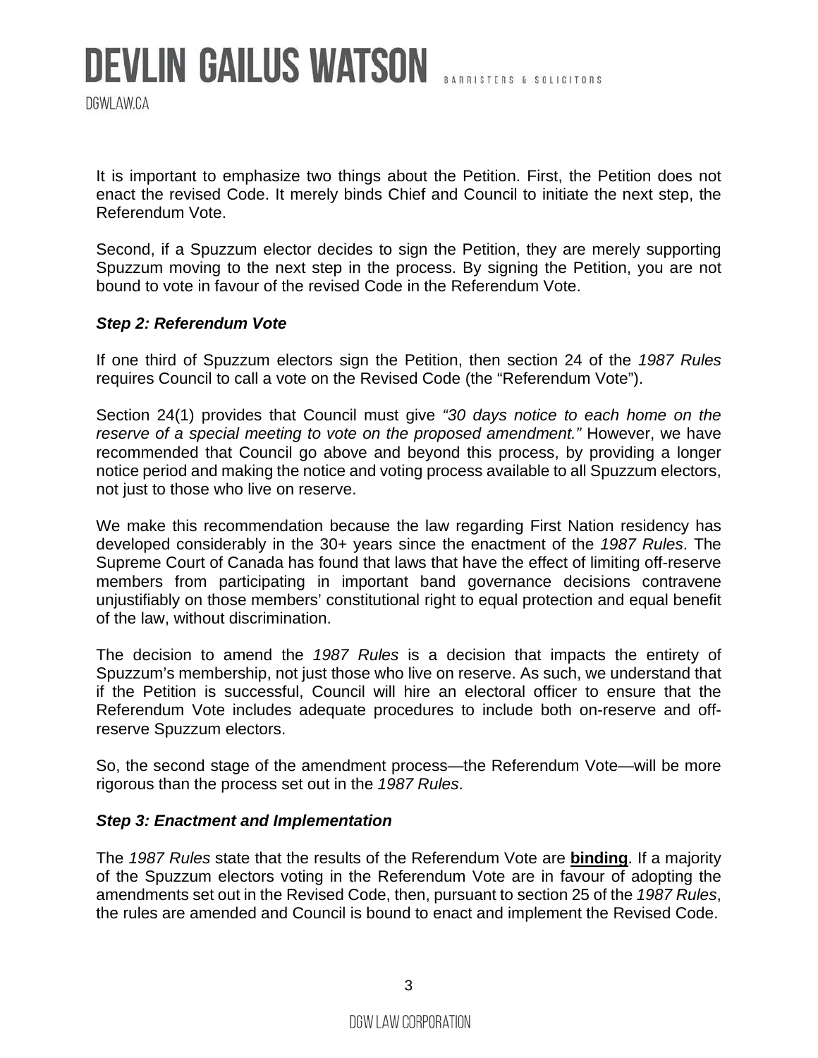It is important to emphasize two things about the Petition. First, the Petition does not enact the revised Code. It merely binds Chief and Council to initiate the next step, the Referendum Vote.

Second, if a Spuzzum elector decides to sign the Petition, they are merely supporting Spuzzum moving to the next step in the process. By signing the Petition, you are not bound to vote in favour of the revised Code in the Referendum Vote.

### *Step 2: Referendum Vote*

If one third of Spuzzum electors sign the Petition, then section 24 of the *1987 Rules* requires Council to call a vote on the Revised Code (the "Referendum Vote").

Section 24(1) provides that Council must give *"30 days notice to each home on the reserve of a special meeting to vote on the proposed amendment."* However, we have recommended that Council go above and beyond this process, by providing a longer notice period and making the notice and voting process available to all Spuzzum electors, not just to those who live on reserve.

We make this recommendation because the law regarding First Nation residency has developed considerably in the 30+ years since the enactment of the *1987 Rules*. The Supreme Court of Canada has found that laws that have the effect of limiting off-reserve members from participating in important band governance decisions contravene unjustifiably on those members' constitutional right to equal protection and equal benefit of the law, without discrimination.

The decision to amend the *1987 Rules* is a decision that impacts the entirety of Spuzzum's membership, not just those who live on reserve. As such, we understand that if the Petition is successful, Council will hire an electoral officer to ensure that the Referendum Vote includes adequate procedures to include both on-reserve and off-reserve Spuzzum electors.

So, the second stage of the amendment process—the Referendum Vote—will be more rigorous than the process set out in the *1987 Rules*.

### *Step 3: Enactment and Implementation*

The *1987 Rules* state that the results of the Referendum Vote are **binding**. If a majority of the Spuzzum electors voting in the Referendum Vote are in favour of adopting the amendments set out in the Revised Code, then, pursuant to section 25 of the *1987 Rules*, the rules are amended and Council is bound to enact and implement the Revised Code.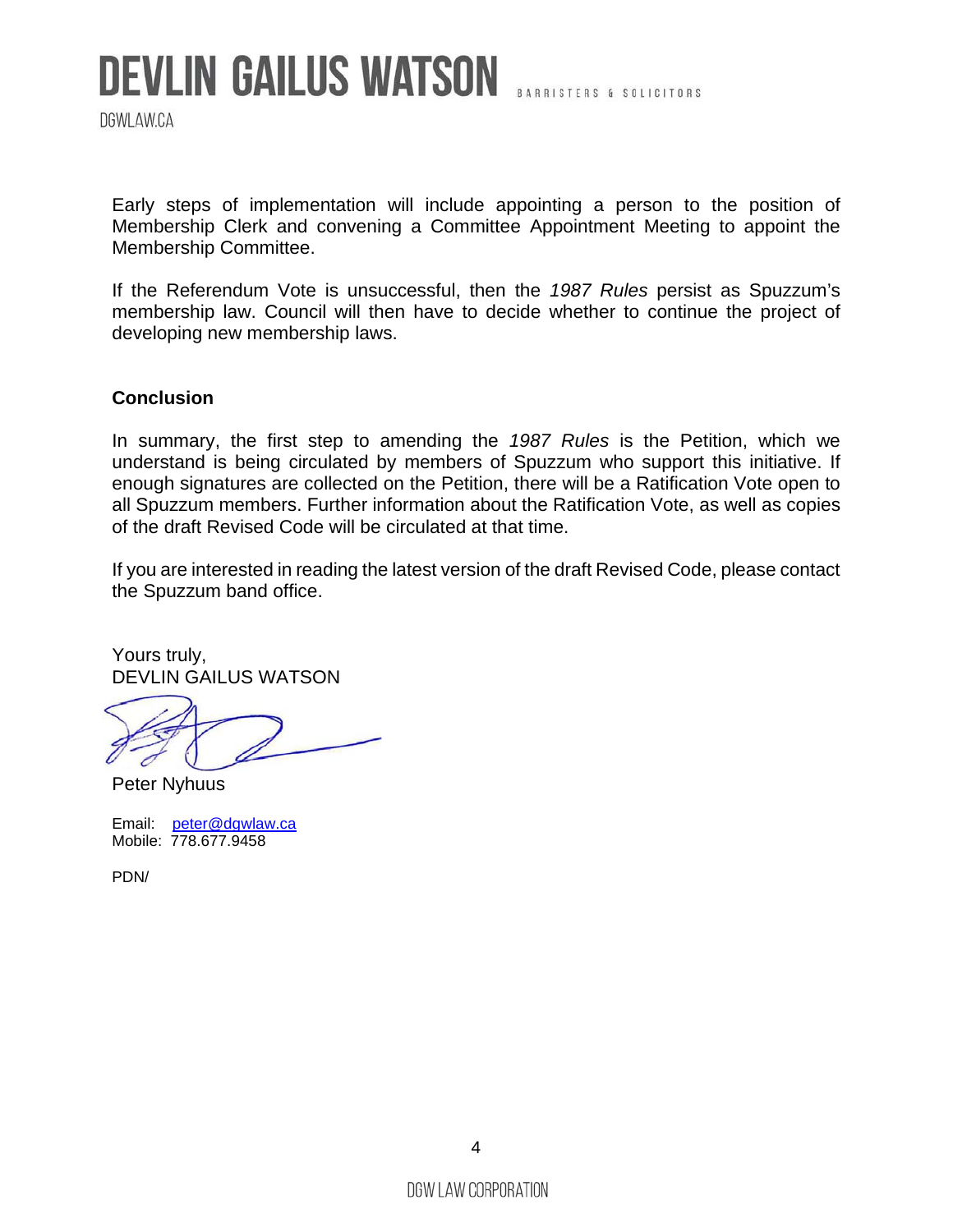Early steps of implementation will include appointing a person to the position of Membership Clerk and convening a Committee Appointment Meeting to appoint the Membership Committee.

If the Referendum Vote is unsuccessful, then the *1987 Rules* persist as Spuzzum's membership law. Council will then have to decide whether to continue the project of developing new membership laws.

**Conclusion**

In summary, the first step to amending the *1987 Rules* is the Petition, which we understand is being circulated by members of Spuzzum who support this initiative. If enough signatures are collected on the Petition, there will be a Ratification Vote open to all Spuzzum members. Further information about the Ratification Vote, as well as copies of the draft Revised Code will be circulated at that time.

If you are interested in reading the latest version of the draft Revised Code, please contact the Spuzzum band office.

Yours truly,
DEVLIN GAILUS WATSON

Peter Nyhuus

Email: peter@dgwlaw.ca
Mobile: 778.677.9458

PDN/